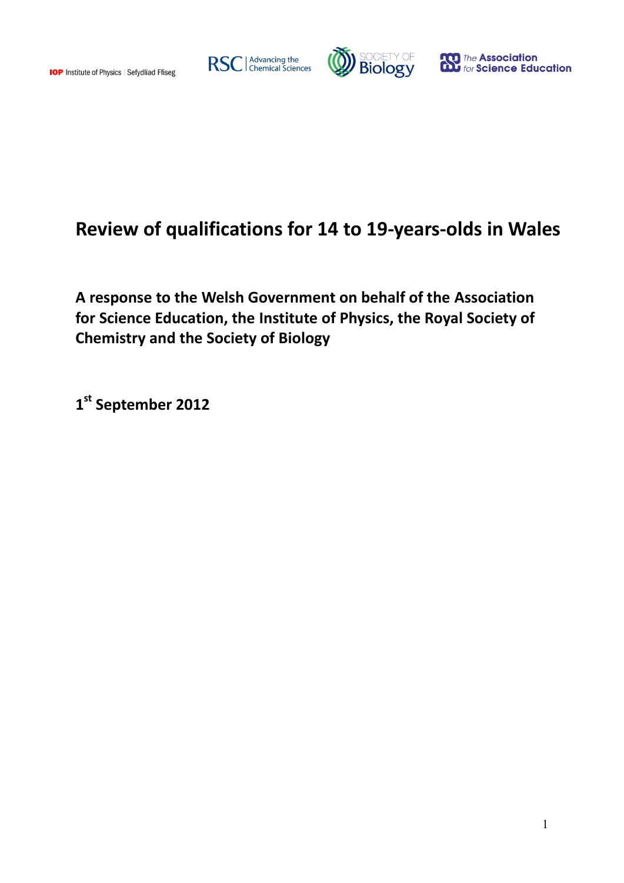IOP Institute of Physics | Sefydliad Ffiseg

RSC | Advancing the Chemical Sciences

Society of Biology

The Association for Science Education

# Review of qualifications for 14 to 19-years-olds in Wales

## A response to the Welsh Government on behalf of the Association for Science Education, the Institute of Physics, the Royal Society of Chemistry and the Society of Biology

**1st September 2012**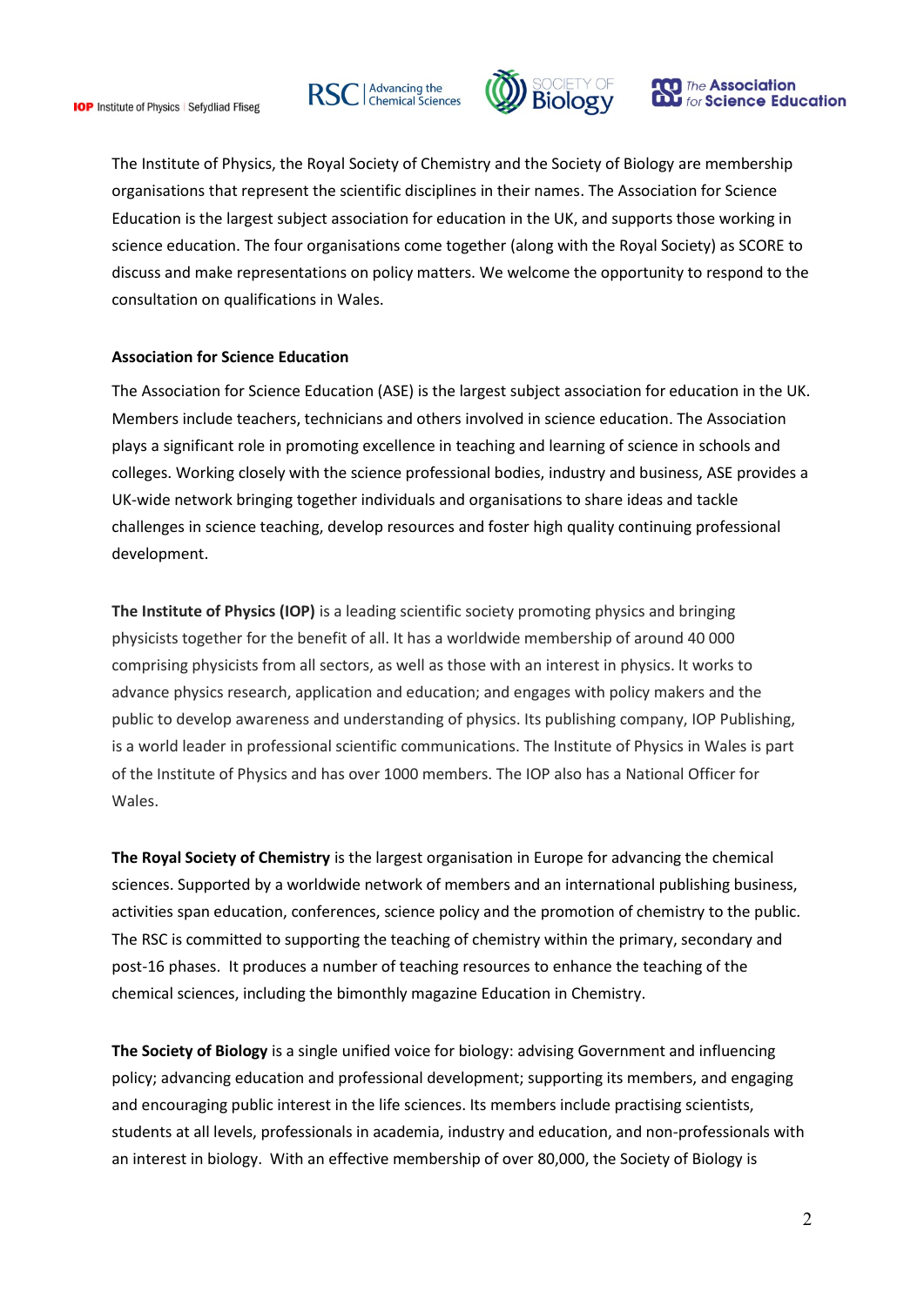The Institute of Physics, the Royal Society of Chemistry and the Society of Biology are membership organisations that represent the scientific disciplines in their names. The Association for Science Education is the largest subject association for education in the UK, and supports those working in science education. The four organisations come together (along with the Royal Society) as SCORE to discuss and make representations on policy matters. We welcome the opportunity to respond to the consultation on qualifications in Wales.

**Association for Science Education**

The Association for Science Education (ASE) is the largest subject association for education in the UK. Members include teachers, technicians and others involved in science education. The Association plays a significant role in promoting excellence in teaching and learning of science in schools and colleges. Working closely with the science professional bodies, industry and business, ASE provides a UK-wide network bringing together individuals and organisations to share ideas and tackle challenges in science teaching, develop resources and foster high quality continuing professional development.

**The Institute of Physics (IOP)** is a leading scientific society promoting physics and bringing physicists together for the benefit of all. It has a worldwide membership of around 40 000 comprising physicists from all sectors, as well as those with an interest in physics. It works to advance physics research, application and education; and engages with policy makers and the public to develop awareness and understanding of physics. Its publishing company, IOP Publishing, is a world leader in professional scientific communications. The Institute of Physics in Wales is part of the Institute of Physics and has over 1000 members. The IOP also has a National Officer for Wales.

**The Royal Society of Chemistry** is the largest organisation in Europe for advancing the chemical sciences. Supported by a worldwide network of members and an international publishing business, activities span education, conferences, science policy and the promotion of chemistry to the public. The RSC is committed to supporting the teaching of chemistry within the primary, secondary and post-16 phases. It produces a number of teaching resources to enhance the teaching of the chemical sciences, including the bimonthly magazine Education in Chemistry.

**The Society of Biology** is a single unified voice for biology: advising Government and influencing policy; advancing education and professional development; supporting its members, and engaging and encouraging public interest in the life sciences. Its members include practising scientists, students at all levels, professionals in academia, industry and education, and non-professionals with an interest in biology. With an effective membership of over 80,000, the Society of Biology is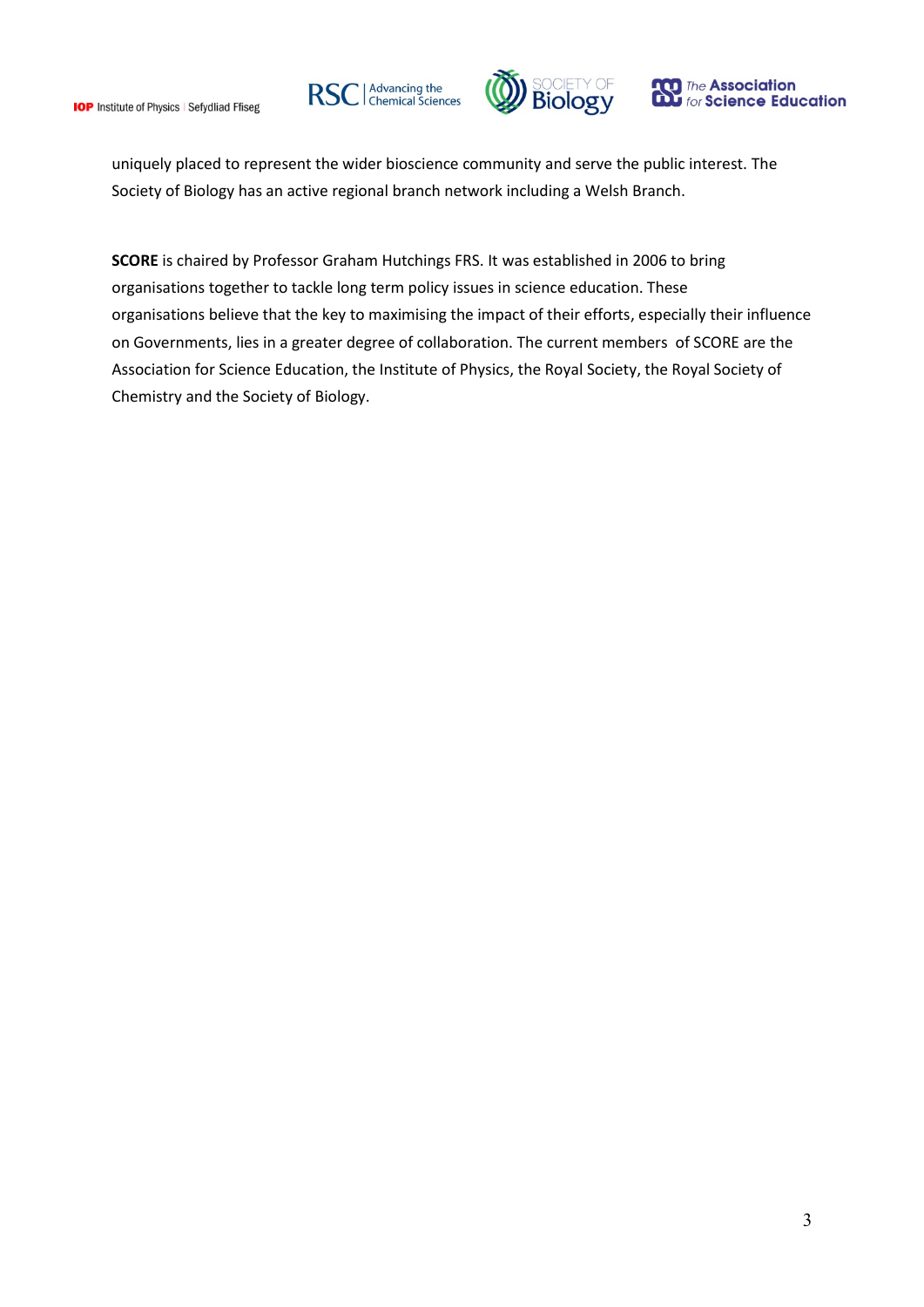uniquely placed to represent the wider bioscience community and serve the public interest. The Society of Biology has an active regional branch network including a Welsh Branch.

**SCORE** is chaired by Professor Graham Hutchings FRS. It was established in 2006 to bring organisations together to tackle long term policy issues in science education. These organisations believe that the key to maximising the impact of their efforts, especially their influence on Governments, lies in a greater degree of collaboration. The current members of SCORE are the Association for Science Education, the Institute of Physics, the Royal Society, the Royal Society of Chemistry and the Society of Biology.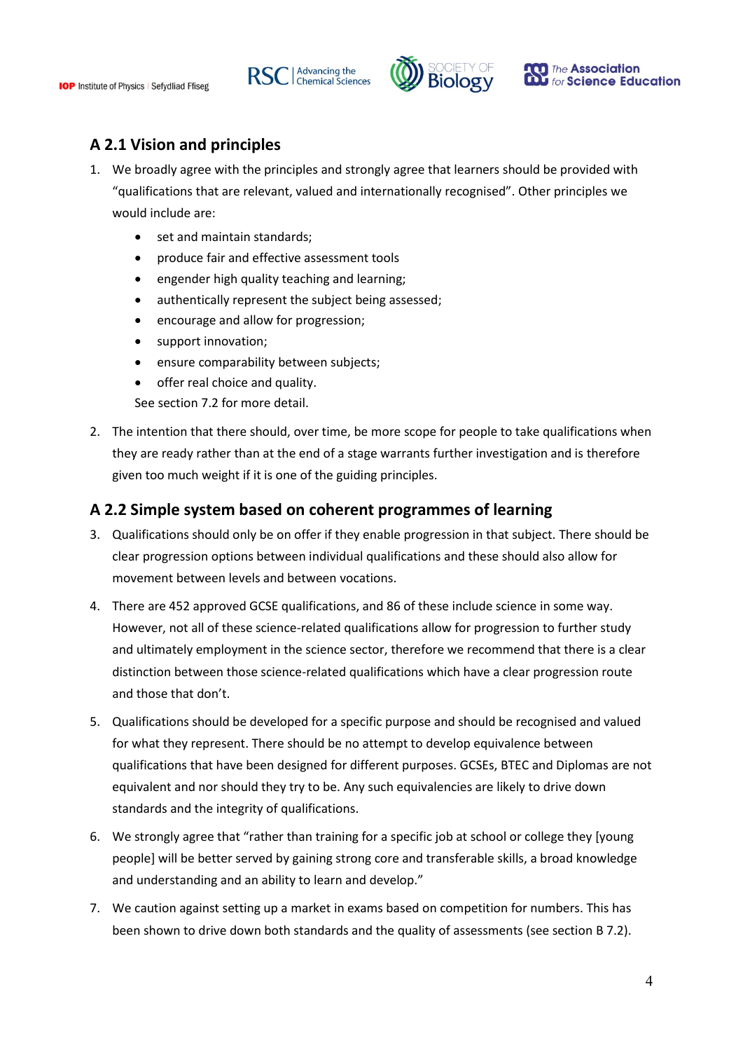## A 2.1 Vision and principles

1. We broadly agree with the principles and strongly agree that learners should be provided with "qualifications that are relevant, valued and internationally recognised". Other principles we would include are:
   - set and maintain standards;
   - produce fair and effective assessment tools
   - engender high quality teaching and learning;
   - authentically represent the subject being assessed;
   - encourage and allow for progression;
   - support innovation;
   - ensure comparability between subjects;
   - offer real choice and quality.

   See section 7.2 for more detail.
2. The intention that there should, over time, be more scope for people to take qualifications when they are ready rather than at the end of a stage warrants further investigation and is therefore given too much weight if it is one of the guiding principles.

## A 2.2 Simple system based on coherent programmes of learning

3. Qualifications should only be on offer if they enable progression in that subject. There should be clear progression options between individual qualifications and these should also allow for movement between levels and between vocations.
4. There are 452 approved GCSE qualifications, and 86 of these include science in some way. However, not all of these science-related qualifications allow for progression to further study and ultimately employment in the science sector, therefore we recommend that there is a clear distinction between those science-related qualifications which have a clear progression route and those that don't.
5. Qualifications should be developed for a specific purpose and should be recognised and valued for what they represent. There should be no attempt to develop equivalence between qualifications that have been designed for different purposes. GCSEs, BTEC and Diplomas are not equivalent and nor should they try to be. Any such equivalencies are likely to drive down standards and the integrity of qualifications.
6. We strongly agree that "rather than training for a specific job at school or college they [young people] will be better served by gaining strong core and transferable skills, a broad knowledge and understanding and an ability to learn and develop."
7. We caution against setting up a market in exams based on competition for numbers. This has been shown to drive down both standards and the quality of assessments (see section B 7.2).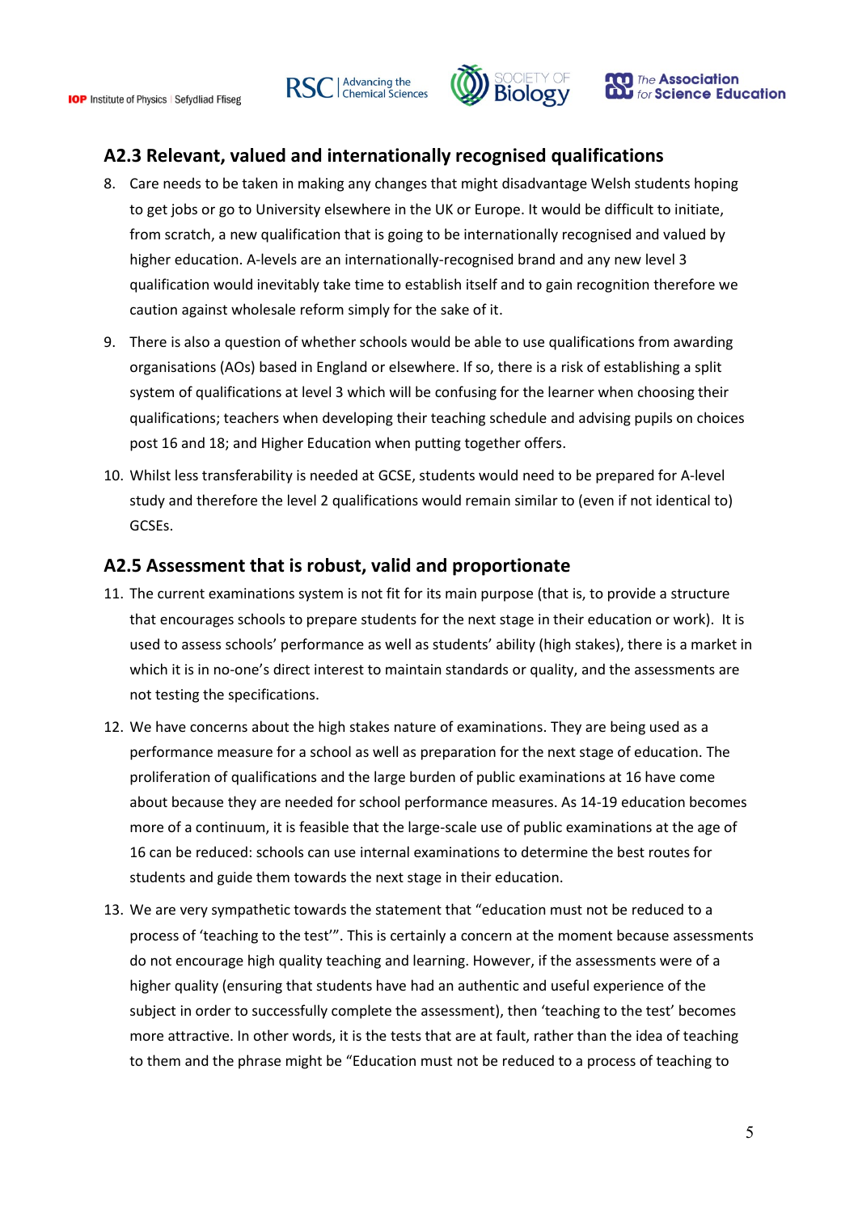## A2.3 Relevant, valued and internationally recognised qualifications

8. Care needs to be taken in making any changes that might disadvantage Welsh students hoping to get jobs or go to University elsewhere in the UK or Europe. It would be difficult to initiate, from scratch, a new qualification that is going to be internationally recognised and valued by higher education. A-levels are an internationally-recognised brand and any new level 3 qualification would inevitably take time to establish itself and to gain recognition therefore we caution against wholesale reform simply for the sake of it.

9. There is also a question of whether schools would be able to use qualifications from awarding organisations (AOs) based in England or elsewhere. If so, there is a risk of establishing a split system of qualifications at level 3 which will be confusing for the learner when choosing their qualifications; teachers when developing their teaching schedule and advising pupils on choices post 16 and 18; and Higher Education when putting together offers.

10. Whilst less transferability is needed at GCSE, students would need to be prepared for A-level study and therefore the level 2 qualifications would remain similar to (even if not identical to) GCSEs.

## A2.5 Assessment that is robust, valid and proportionate

11. The current examinations system is not fit for its main purpose (that is, to provide a structure that encourages schools to prepare students for the next stage in their education or work). It is used to assess schools' performance as well as students' ability (high stakes), there is a market in which it is in no-one's direct interest to maintain standards or quality, and the assessments are not testing the specifications.

12. We have concerns about the high stakes nature of examinations. They are being used as a performance measure for a school as well as preparation for the next stage of education. The proliferation of qualifications and the large burden of public examinations at 16 have come about because they are needed for school performance measures. As 14-19 education becomes more of a continuum, it is feasible that the large-scale use of public examinations at the age of 16 can be reduced: schools can use internal examinations to determine the best routes for students and guide them towards the next stage in their education.

13. We are very sympathetic towards the statement that "education must not be reduced to a process of 'teaching to the test'". This is certainly a concern at the moment because assessments do not encourage high quality teaching and learning. However, if the assessments were of a higher quality (ensuring that students have had an authentic and useful experience of the subject in order to successfully complete the assessment), then 'teaching to the test' becomes more attractive. In other words, it is the tests that are at fault, rather than the idea of teaching to them and the phrase might be "Education must not be reduced to a process of teaching to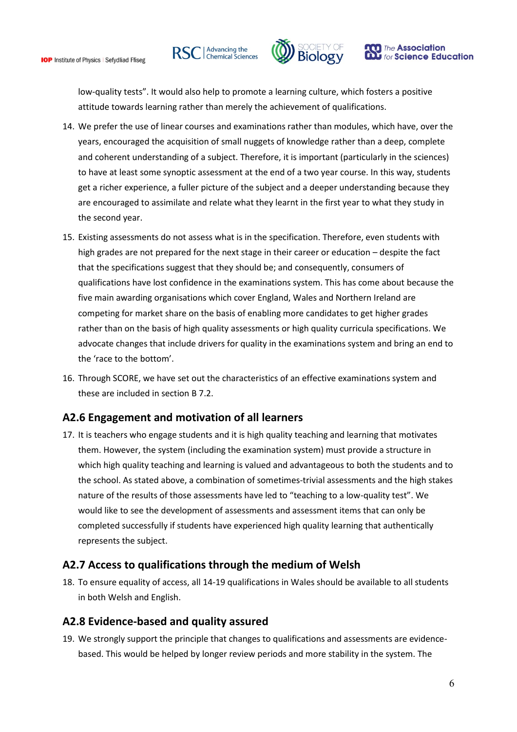low-quality tests". It would also help to promote a learning culture, which fosters a positive attitude towards learning rather than merely the achievement of qualifications.

14. We prefer the use of linear courses and examinations rather than modules, which have, over the years, encouraged the acquisition of small nuggets of knowledge rather than a deep, complete and coherent understanding of a subject. Therefore, it is important (particularly in the sciences) to have at least some synoptic assessment at the end of a two year course. In this way, students get a richer experience, a fuller picture of the subject and a deeper understanding because they are encouraged to assimilate and relate what they learnt in the first year to what they study in the second year.

15. Existing assessments do not assess what is in the specification. Therefore, even students with high grades are not prepared for the next stage in their career or education – despite the fact that the specifications suggest that they should be; and consequently, consumers of qualifications have lost confidence in the examinations system. This has come about because the five main awarding organisations which cover England, Wales and Northern Ireland are competing for market share on the basis of enabling more candidates to get higher grades rather than on the basis of high quality assessments or high quality curricula specifications. We advocate changes that include drivers for quality in the examinations system and bring an end to the 'race to the bottom'.

16. Through SCORE, we have set out the characteristics of an effective examinations system and these are included in section B 7.2.

## A2.6 Engagement and motivation of all learners

17. It is teachers who engage students and it is high quality teaching and learning that motivates them. However, the system (including the examination system) must provide a structure in which high quality teaching and learning is valued and advantageous to both the students and to the school. As stated above, a combination of sometimes-trivial assessments and the high stakes nature of the results of those assessments have led to "teaching to a low-quality test". We would like to see the development of assessments and assessment items that can only be completed successfully if students have experienced high quality learning that authentically represents the subject.

## A2.7 Access to qualifications through the medium of Welsh

18. To ensure equality of access, all 14-19 qualifications in Wales should be available to all students in both Welsh and English.

## A2.8 Evidence-based and quality assured

19. We strongly support the principle that changes to qualifications and assessments are evidence-based. This would be helped by longer review periods and more stability in the system. The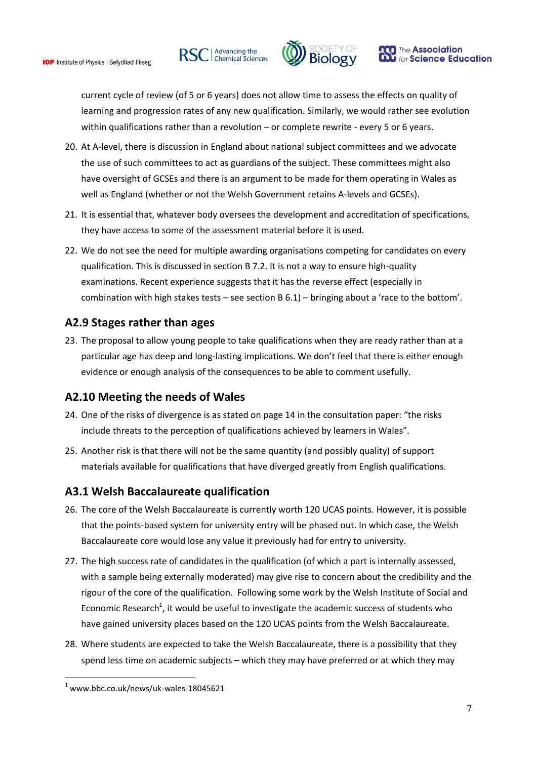current cycle of review (of 5 or 6 years) does not allow time to assess the effects on quality of learning and progression rates of any new qualification. Similarly, we would rather see evolution within qualifications rather than a revolution – or complete rewrite - every 5 or 6 years.

20. At A-level, there is discussion in England about national subject committees and we advocate the use of such committees to act as guardians of the subject. These committees might also have oversight of GCSEs and there is an argument to be made for them operating in Wales as well as England (whether or not the Welsh Government retains A-levels and GCSEs).

21. It is essential that, whatever body oversees the development and accreditation of specifications, they have access to some of the assessment material before it is used.

22. We do not see the need for multiple awarding organisations competing for candidates on every qualification. This is discussed in section B 7.2. It is not a way to ensure high-quality examinations. Recent experience suggests that it has the reverse effect (especially in combination with high stakes tests – see section B 6.1) – bringing about a 'race to the bottom'.

## A2.9 Stages rather than ages

23. The proposal to allow young people to take qualifications when they are ready rather than at a particular age has deep and long-lasting implications. We don't feel that there is either enough evidence or enough analysis of the consequences to be able to comment usefully.

## A2.10 Meeting the needs of Wales

24. One of the risks of divergence is as stated on page 14 in the consultation paper: "the risks include threats to the perception of qualifications achieved by learners in Wales".

25. Another risk is that there will not be the same quantity (and possibly quality) of support materials available for qualifications that have diverged greatly from English qualifications.

## A3.1 Welsh Baccalaureate qualification

26. The core of the Welsh Baccalaureate is currently worth 120 UCAS points. However, it is possible that the points-based system for university entry will be phased out. In which case, the Welsh Baccalaureate core would lose any value it previously had for entry to university.

27. The high success rate of candidates in the qualification (of which a part is internally assessed, with a sample being externally moderated) may give rise to concern about the credibility and the rigour of the core of the qualification. Following some work by the Welsh Institute of Social and Economic Research[1], it would be useful to investigate the academic success of students who have gained university places based on the 120 UCAS points from the Welsh Baccalaureate.

28. Where students are expected to take the Welsh Baccalaureate, there is a possibility that they spend less time on academic subjects – which they may have preferred or at which they may

---

[1] www.bbc.co.uk/news/uk-wales-18045621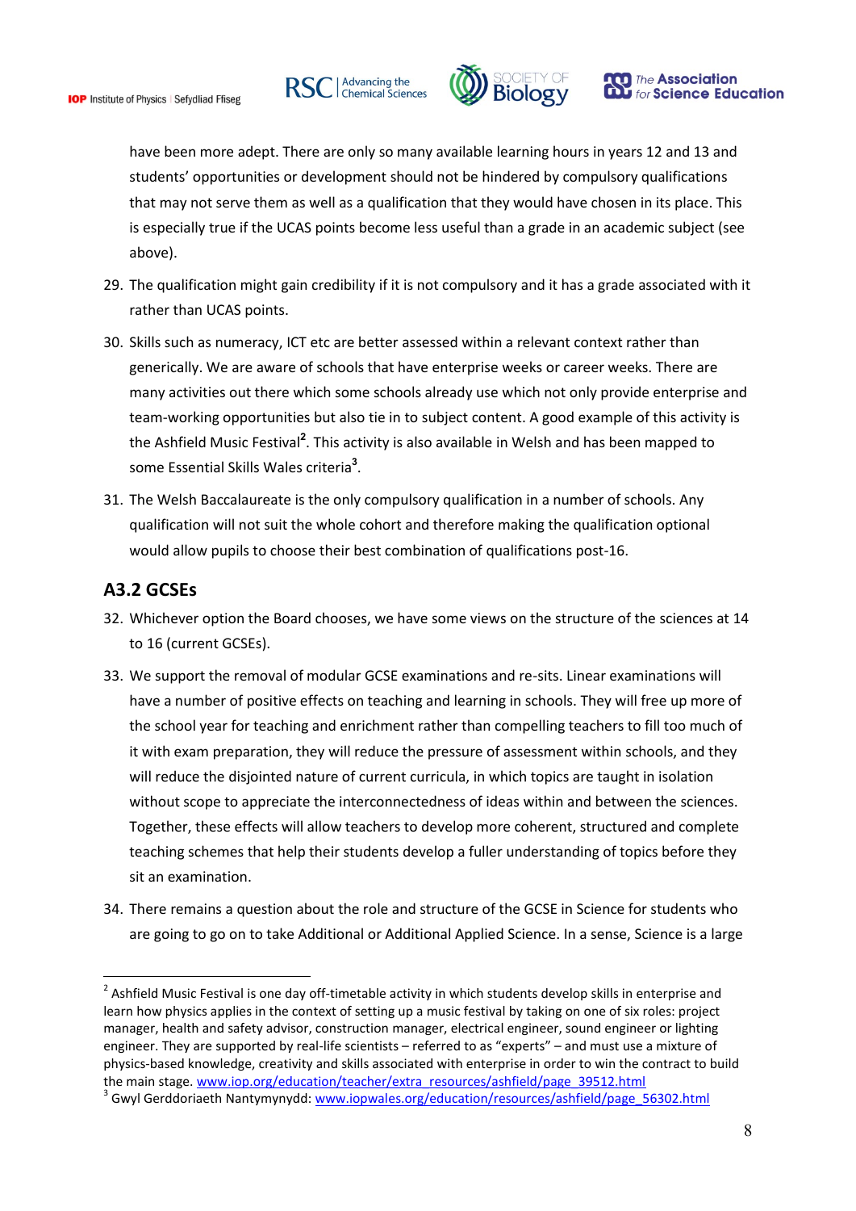have been more adept. There are only so many available learning hours in years 12 and 13 and students' opportunities or development should not be hindered by compulsory qualifications that may not serve them as well as a qualification that they would have chosen in its place. This is especially true if the UCAS points become less useful than a grade in an academic subject (see above).

29. The qualification might gain credibility if it is not compulsory and it has a grade associated with it rather than UCAS points.
30. Skills such as numeracy, ICT etc are better assessed within a relevant context rather than generically. We are aware of schools that have enterprise weeks or career weeks. There are many activities out there which some schools already use which not only provide enterprise and team-working opportunities but also tie in to subject content. A good example of this activity is the Ashfield Music Festival[2]. This activity is also available in Welsh and has been mapped to some Essential Skills Wales criteria[3].
31. The Welsh Baccalaureate is the only compulsory qualification in a number of schools. Any qualification will not suit the whole cohort and therefore making the qualification optional would allow pupils to choose their best combination of qualifications post-16.

## A3.2 GCSEs

32. Whichever option the Board chooses, we have some views on the structure of the sciences at 14 to 16 (current GCSEs).
33. We support the removal of modular GCSE examinations and re-sits. Linear examinations will have a number of positive effects on teaching and learning in schools. They will free up more of the school year for teaching and enrichment rather than compelling teachers to fill too much of it with exam preparation, they will reduce the pressure of assessment within schools, and they will reduce the disjointed nature of current curricula, in which topics are taught in isolation without scope to appreciate the interconnectedness of ideas within and between the sciences. Together, these effects will allow teachers to develop more coherent, structured and complete teaching schemes that help their students develop a fuller understanding of topics before they sit an examination.
34. There remains a question about the role and structure of the GCSE in Science for students who are going to go on to take Additional or Additional Applied Science. In a sense, Science is a large

---

[2] Ashfield Music Festival is one day off-timetable activity in which students develop skills in enterprise and learn how physics applies in the context of setting up a music festival by taking on one of six roles: project manager, health and safety advisor, construction manager, electrical engineer, sound engineer or lighting engineer. They are supported by real-life scientists – referred to as "experts" – and must use a mixture of physics-based knowledge, creativity and skills associated with enterprise in order to win the contract to build the main stage. www.iop.org/education/teacher/extra_resources/ashfield/page_39512.html

[3] Gwyl Gerddoriaeth Nantymynydd: www.iopwales.org/education/resources/ashfield/page_56302.html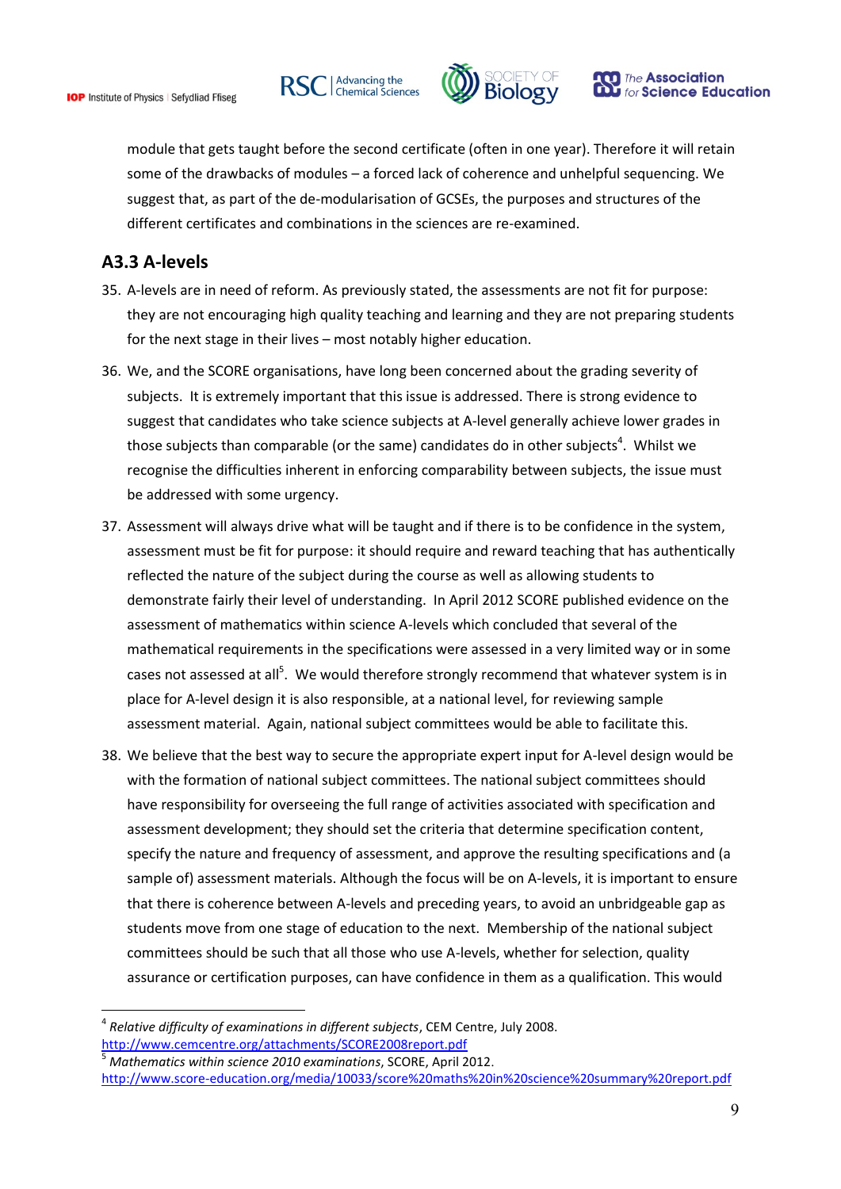module that gets taught before the second certificate (often in one year). Therefore it will retain some of the drawbacks of modules – a forced lack of coherence and unhelpful sequencing. We suggest that, as part of the de-modularisation of GCSEs, the purposes and structures of the different certificates and combinations in the sciences are re-examined.

## A3.3 A-levels

35. A-levels are in need of reform. As previously stated, the assessments are not fit for purpose: they are not encouraging high quality teaching and learning and they are not preparing students for the next stage in their lives – most notably higher education.

36. We, and the SCORE organisations, have long been concerned about the grading severity of subjects. It is extremely important that this issue is addressed. There is strong evidence to suggest that candidates who take science subjects at A-level generally achieve lower grades in those subjects than comparable (or the same) candidates do in other subjects[4]. Whilst we recognise the difficulties inherent in enforcing comparability between subjects, the issue must be addressed with some urgency.

37. Assessment will always drive what will be taught and if there is to be confidence in the system, assessment must be fit for purpose: it should require and reward teaching that has authentically reflected the nature of the subject during the course as well as allowing students to demonstrate fairly their level of understanding. In April 2012 SCORE published evidence on the assessment of mathematics within science A-levels which concluded that several of the mathematical requirements in the specifications were assessed in a very limited way or in some cases not assessed at all[5]. We would therefore strongly recommend that whatever system is in place for A-level design it is also responsible, at a national level, for reviewing sample assessment material. Again, national subject committees would be able to facilitate this.

38. We believe that the best way to secure the appropriate expert input for A-level design would be with the formation of national subject committees. The national subject committees should have responsibility for overseeing the full range of activities associated with specification and assessment development; they should set the criteria that determine specification content, specify the nature and frequency of assessment, and approve the resulting specifications and (a sample of) assessment materials. Although the focus will be on A-levels, it is important to ensure that there is coherence between A-levels and preceding years, to avoid an unbridgeable gap as students move from one stage of education to the next. Membership of the national subject committees should be such that all those who use A-levels, whether for selection, quality assurance or certification purposes, can have confidence in them as a qualification. This would

---

[4] *Relative difficulty of examinations in different subjects*, CEM Centre, July 2008. http://www.cemcentre.org/attachments/SCORE2008report.pdf

[5] *Mathematics within science 2010 examinations*, SCORE, April 2012. http://www.score-education.org/media/10033/score%20maths%20in%20science%20summary%20report.pdf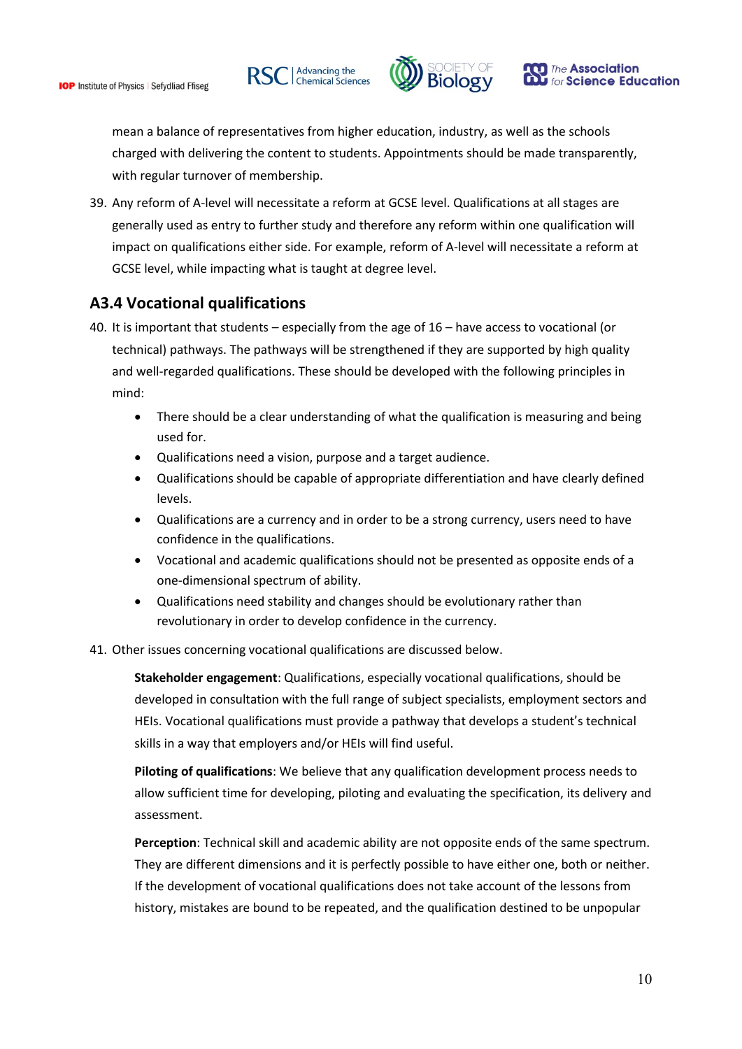mean a balance of representatives from higher education, industry, as well as the schools charged with delivering the content to students. Appointments should be made transparently, with regular turnover of membership.

39. Any reform of A-level will necessitate a reform at GCSE level. Qualifications at all stages are generally used as entry to further study and therefore any reform within one qualification will impact on qualifications either side. For example, reform of A-level will necessitate a reform at GCSE level, while impacting what is taught at degree level.

## A3.4 Vocational qualifications

40. It is important that students – especially from the age of 16 – have access to vocational (or technical) pathways. The pathways will be strengthened if they are supported by high quality and well-regarded qualifications. These should be developed with the following principles in mind:
    - There should be a clear understanding of what the qualification is measuring and being used for.
    - Qualifications need a vision, purpose and a target audience.
    - Qualifications should be capable of appropriate differentiation and have clearly defined levels.
    - Qualifications are a currency and in order to be a strong currency, users need to have confidence in the qualifications.
    - Vocational and academic qualifications should not be presented as opposite ends of a one-dimensional spectrum of ability.
    - Qualifications need stability and changes should be evolutionary rather than revolutionary in order to develop confidence in the currency.

41. Other issues concerning vocational qualifications are discussed below.

    **Stakeholder engagement**: Qualifications, especially vocational qualifications, should be developed in consultation with the full range of subject specialists, employment sectors and HEIs. Vocational qualifications must provide a pathway that develops a student's technical skills in a way that employers and/or HEIs will find useful.

    **Piloting of qualifications**: We believe that any qualification development process needs to allow sufficient time for developing, piloting and evaluating the specification, its delivery and assessment.

    **Perception**: Technical skill and academic ability are not opposite ends of the same spectrum. They are different dimensions and it is perfectly possible to have either one, both or neither. If the development of vocational qualifications does not take account of the lessons from history, mistakes are bound to be repeated, and the qualification destined to be unpopular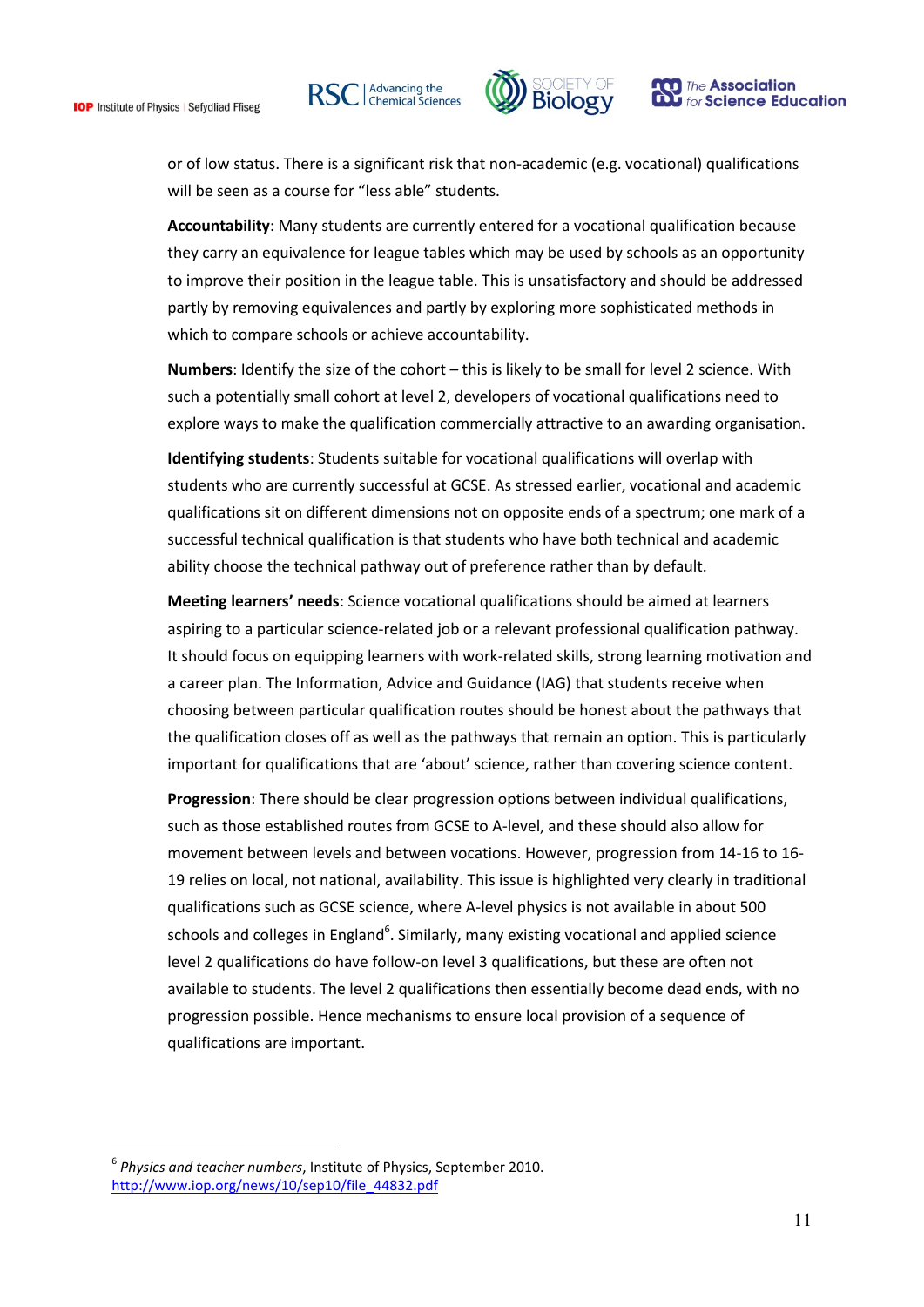or of low status. There is a significant risk that non-academic (e.g. vocational) qualifications will be seen as a course for "less able" students.

**Accountability**: Many students are currently entered for a vocational qualification because they carry an equivalence for league tables which may be used by schools as an opportunity to improve their position in the league table. This is unsatisfactory and should be addressed partly by removing equivalences and partly by exploring more sophisticated methods in which to compare schools or achieve accountability.

**Numbers**: Identify the size of the cohort – this is likely to be small for level 2 science. With such a potentially small cohort at level 2, developers of vocational qualifications need to explore ways to make the qualification commercially attractive to an awarding organisation.

**Identifying students**: Students suitable for vocational qualifications will overlap with students who are currently successful at GCSE. As stressed earlier, vocational and academic qualifications sit on different dimensions not on opposite ends of a spectrum; one mark of a successful technical qualification is that students who have both technical and academic ability choose the technical pathway out of preference rather than by default.

**Meeting learners' needs**: Science vocational qualifications should be aimed at learners aspiring to a particular science-related job or a relevant professional qualification pathway. It should focus on equipping learners with work-related skills, strong learning motivation and a career plan. The Information, Advice and Guidance (IAG) that students receive when choosing between particular qualification routes should be honest about the pathways that the qualification closes off as well as the pathways that remain an option. This is particularly important for qualifications that are 'about' science, rather than covering science content.

**Progression**: There should be clear progression options between individual qualifications, such as those established routes from GCSE to A-level, and these should also allow for movement between levels and between vocations. However, progression from 14-16 to 16-19 relies on local, not national, availability. This issue is highlighted very clearly in traditional qualifications such as GCSE science, where A-level physics is not available in about 500 schools and colleges in England[6]. Similarly, many existing vocational and applied science level 2 qualifications do have follow-on level 3 qualifications, but these are often not available to students. The level 2 qualifications then essentially become dead ends, with no progression possible. Hence mechanisms to ensure local provision of a sequence of qualifications are important.

---

[6] *Physics and teacher numbers*, Institute of Physics, September 2010. http://www.iop.org/news/10/sep10/file_44832.pdf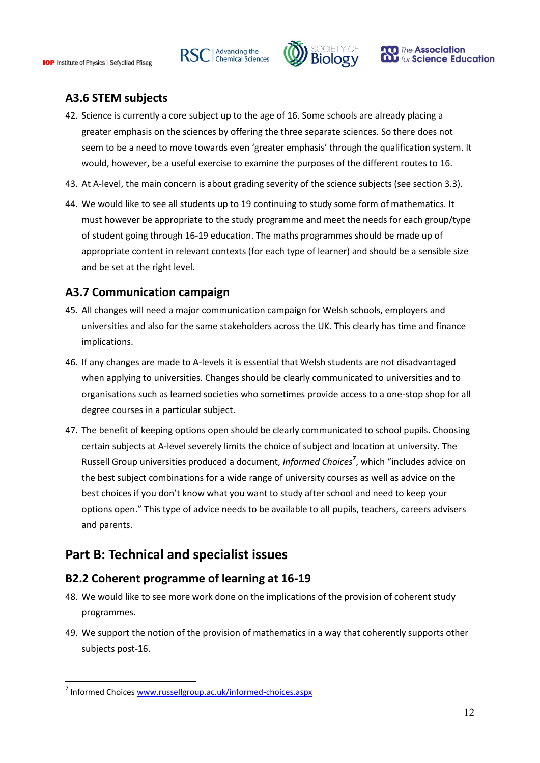### A3.6 STEM subjects

42. Science is currently a core subject up to the age of 16. Some schools are already placing a greater emphasis on the sciences by offering the three separate sciences. So there does not seem to be a need to move towards even 'greater emphasis' through the qualification system. It would, however, be a useful exercise to examine the purposes of the different routes to 16.
43. At A-level, the main concern is about grading severity of the science subjects (see section 3.3).
44. We would like to see all students up to 19 continuing to study some form of mathematics. It must however be appropriate to the study programme and meet the needs for each group/type of student going through 16-19 education. The maths programmes should be made up of appropriate content in relevant contexts (for each type of learner) and should be a sensible size and be set at the right level.

### A3.7 Communication campaign

45. All changes will need a major communication campaign for Welsh schools, employers and universities and also for the same stakeholders across the UK. This clearly has time and finance implications.
46. If any changes are made to A-levels it is essential that Welsh students are not disadvantaged when applying to universities. Changes should be clearly communicated to universities and to organisations such as learned societies who sometimes provide access to a one-stop shop for all degree courses in a particular subject.
47. The benefit of keeping options open should be clearly communicated to school pupils. Choosing certain subjects at A-level severely limits the choice of subject and location at university. The Russell Group universities produced a document, *Informed Choices*[7], which "includes advice on the best subject combinations for a wide range of university courses as well as advice on the best choices if you don't know what you want to study after school and need to keep your options open." This type of advice needs to be available to all pupils, teachers, careers advisers and parents.

## Part B: Technical and specialist issues

### B2.2 Coherent programme of learning at 16-19

48. We would like to see more work done on the implications of the provision of coherent study programmes.
49. We support the notion of the provision of mathematics in a way that coherently supports other subjects post-16.

---

[7] Informed Choices www.russellgroup.ac.uk/informed-choices.aspx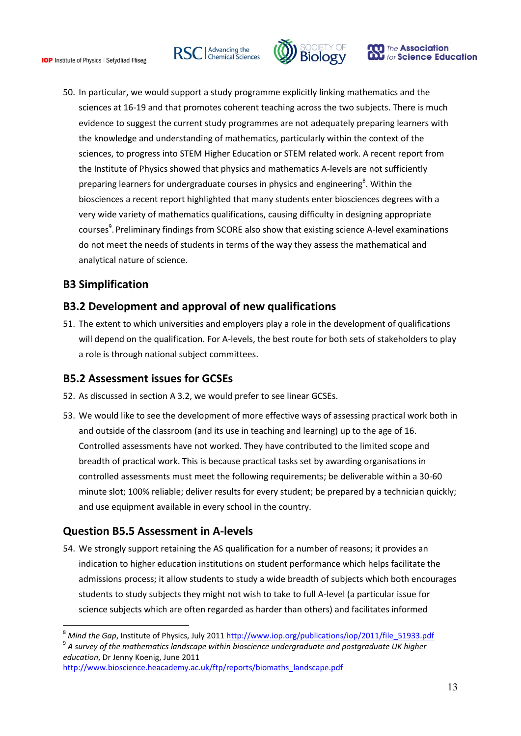50. In particular, we would support a study programme explicitly linking mathematics and the sciences at 16-19 and that promotes coherent teaching across the two subjects. There is much evidence to suggest the current study programmes are not adequately preparing learners with the knowledge and understanding of mathematics, particularly within the context of the sciences, to progress into STEM Higher Education or STEM related work. A recent report from the Institute of Physics showed that physics and mathematics A-levels are not sufficiently preparing learners for undergraduate courses in physics and engineering[8]. Within the biosciences a recent report highlighted that many students enter biosciences degrees with a very wide variety of mathematics qualifications, causing difficulty in designing appropriate courses[9]. Preliminary findings from SCORE also show that existing science A-level examinations do not meet the needs of students in terms of the way they assess the mathematical and analytical nature of science.

## B3 Simplification

## B3.2 Development and approval of new qualifications

51. The extent to which universities and employers play a role in the development of qualifications will depend on the qualification. For A-levels, the best route for both sets of stakeholders to play a role is through national subject committees.

## B5.2 Assessment issues for GCSEs

52. As discussed in section A 3.2, we would prefer to see linear GCSEs.

53. We would like to see the development of more effective ways of assessing practical work both in and outside of the classroom (and its use in teaching and learning) up to the age of 16. Controlled assessments have not worked. They have contributed to the limited scope and breadth of practical work. This is because practical tasks set by awarding organisations in controlled assessments must meet the following requirements; be deliverable within a 30-60 minute slot; 100% reliable; deliver results for every student; be prepared by a technician quickly; and use equipment available in every school in the country.

## Question B5.5 Assessment in A-levels

54. We strongly support retaining the AS qualification for a number of reasons; it provides an indication to higher education institutions on student performance which helps facilitate the admissions process; it allow students to study a wide breadth of subjects which both encourages students to study subjects they might not wish to take to full A-level (a particular issue for science subjects which are often regarded as harder than others) and facilitates informed

---

[8] *Mind the Gap*, Institute of Physics, July 2011 http://www.iop.org/publications/iop/2011/file_51933.pdf

[9] *A survey of the mathematics landscape within bioscience undergraduate and postgraduate UK higher education*, Dr Jenny Koenig, June 2011 http://www.bioscience.heacademy.ac.uk/ftp/reports/biomaths_landscape.pdf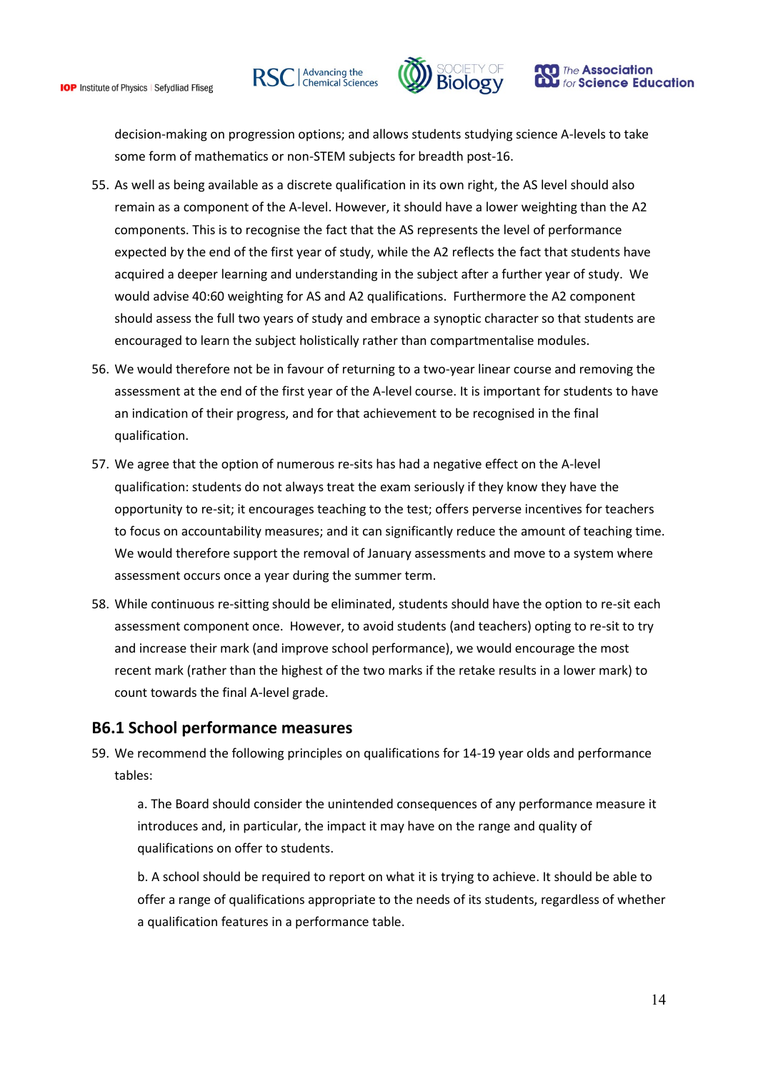decision-making on progression options; and allows students studying science A-levels to take some form of mathematics or non-STEM subjects for breadth post-16.

55. As well as being available as a discrete qualification in its own right, the AS level should also remain as a component of the A-level. However, it should have a lower weighting than the A2 components. This is to recognise the fact that the AS represents the level of performance expected by the end of the first year of study, while the A2 reflects the fact that students have acquired a deeper learning and understanding in the subject after a further year of study. We would advise 40:60 weighting for AS and A2 qualifications. Furthermore the A2 component should assess the full two years of study and embrace a synoptic character so that students are encouraged to learn the subject holistically rather than compartmentalise modules.

56. We would therefore not be in favour of returning to a two-year linear course and removing the assessment at the end of the first year of the A-level course. It is important for students to have an indication of their progress, and for that achievement to be recognised in the final qualification.

57. We agree that the option of numerous re-sits has had a negative effect on the A-level qualification: students do not always treat the exam seriously if they know they have the opportunity to re-sit; it encourages teaching to the test; offers perverse incentives for teachers to focus on accountability measures; and it can significantly reduce the amount of teaching time. We would therefore support the removal of January assessments and move to a system where assessment occurs once a year during the summer term.

58. While continuous re-sitting should be eliminated, students should have the option to re-sit each assessment component once. However, to avoid students (and teachers) opting to re-sit to try and increase their mark (and improve school performance), we would encourage the most recent mark (rather than the highest of the two marks if the retake results in a lower mark) to count towards the final A-level grade.

## B6.1 School performance measures

59. We recommend the following principles on qualifications for 14-19 year olds and performance tables:

    a. The Board should consider the unintended consequences of any performance measure it introduces and, in particular, the impact it may have on the range and quality of qualifications on offer to students.

    b. A school should be required to report on what it is trying to achieve. It should be able to offer a range of qualifications appropriate to the needs of its students, regardless of whether a qualification features in a performance table.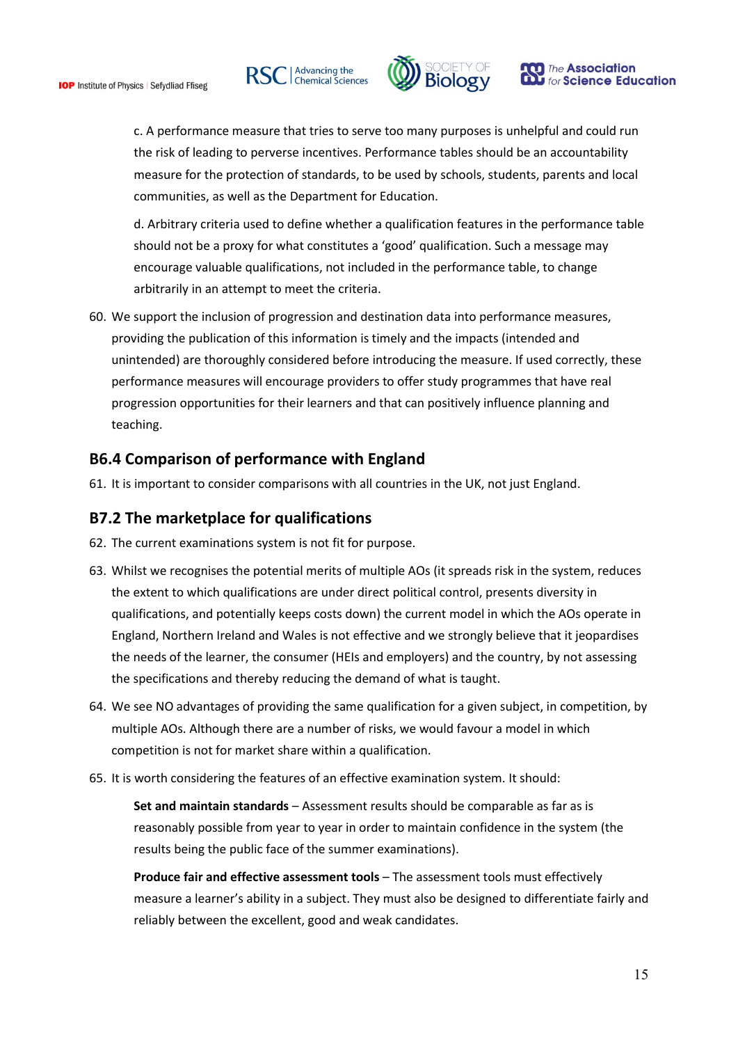c. A performance measure that tries to serve too many purposes is unhelpful and could run the risk of leading to perverse incentives. Performance tables should be an accountability measure for the protection of standards, to be used by schools, students, parents and local communities, as well as the Department for Education.

d. Arbitrary criteria used to define whether a qualification features in the performance table should not be a proxy for what constitutes a 'good' qualification. Such a message may encourage valuable qualifications, not included in the performance table, to change arbitrarily in an attempt to meet the criteria.

60. We support the inclusion of progression and destination data into performance measures, providing the publication of this information is timely and the impacts (intended and unintended) are thoroughly considered before introducing the measure. If used correctly, these performance measures will encourage providers to offer study programmes that have real progression opportunities for their learners and that can positively influence planning and teaching.

## B6.4 Comparison of performance with England

61. It is important to consider comparisons with all countries in the UK, not just England.

## B7.2 The marketplace for qualifications

62. The current examinations system is not fit for purpose.

63. Whilst we recognises the potential merits of multiple AOs (it spreads risk in the system, reduces the extent to which qualifications are under direct political control, presents diversity in qualifications, and potentially keeps costs down) the current model in which the AOs operate in England, Northern Ireland and Wales is not effective and we strongly believe that it jeopardises the needs of the learner, the consumer (HEIs and employers) and the country, by not assessing the specifications and thereby reducing the demand of what is taught.

64. We see NO advantages of providing the same qualification for a given subject, in competition, by multiple AOs. Although there are a number of risks, we would favour a model in which competition is not for market share within a qualification.

65. It is worth considering the features of an effective examination system. It should:

    **Set and maintain standards** – Assessment results should be comparable as far as is reasonably possible from year to year in order to maintain confidence in the system (the results being the public face of the summer examinations).

    **Produce fair and effective assessment tools** – The assessment tools must effectively measure a learner's ability in a subject. They must also be designed to differentiate fairly and reliably between the excellent, good and weak candidates.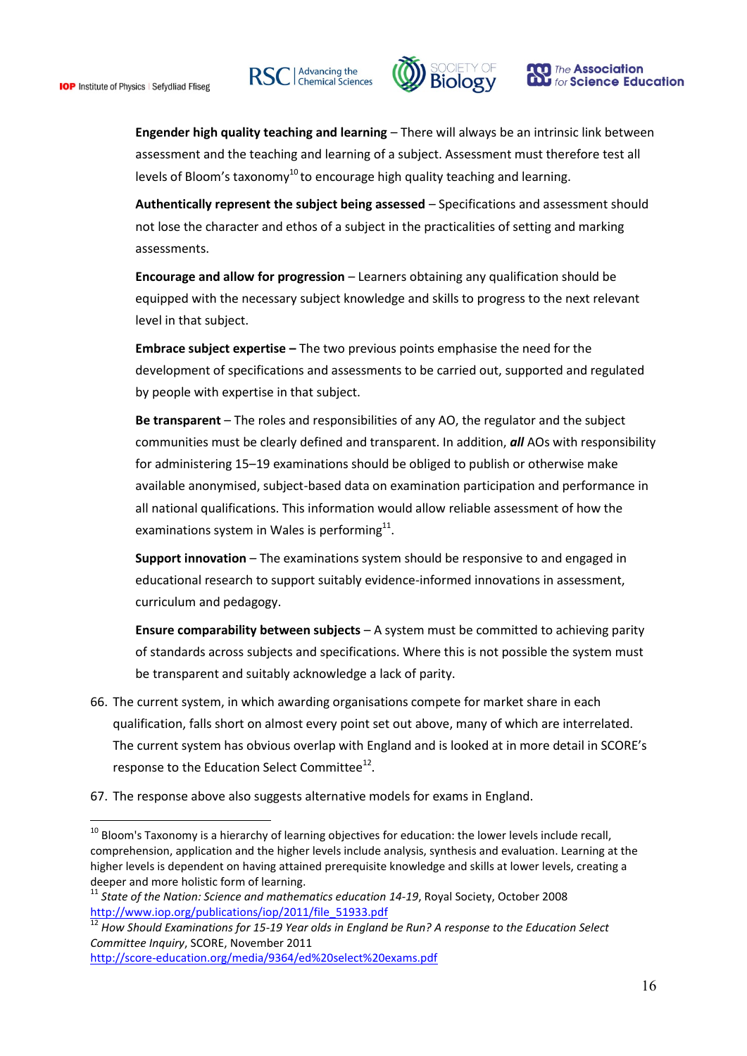**Engender high quality teaching and learning** – There will always be an intrinsic link between assessment and the teaching and learning of a subject. Assessment must therefore test all levels of Bloom's taxonomy[10] to encourage high quality teaching and learning.

**Authentically represent the subject being assessed** – Specifications and assessment should not lose the character and ethos of a subject in the practicalities of setting and marking assessments.

**Encourage and allow for progression** – Learners obtaining any qualification should be equipped with the necessary subject knowledge and skills to progress to the next relevant level in that subject.

**Embrace subject expertise –** The two previous points emphasise the need for the development of specifications and assessments to be carried out, supported and regulated by people with expertise in that subject.

**Be transparent** – The roles and responsibilities of any AO, the regulator and the subject communities must be clearly defined and transparent. In addition, ***all*** AOs with responsibility for administering 15–19 examinations should be obliged to publish or otherwise make available anonymised, subject-based data on examination participation and performance in all national qualifications. This information would allow reliable assessment of how the examinations system in Wales is performing[11].

**Support innovation** – The examinations system should be responsive to and engaged in educational research to support suitably evidence-informed innovations in assessment, curriculum and pedagogy.

**Ensure comparability between subjects** – A system must be committed to achieving parity of standards across subjects and specifications. Where this is not possible the system must be transparent and suitably acknowledge a lack of parity.

66. The current system, in which awarding organisations compete for market share in each qualification, falls short on almost every point set out above, many of which are interrelated. The current system has obvious overlap with England and is looked at in more detail in SCORE's response to the Education Select Committee[12].

67. The response above also suggests alternative models for exams in England.

---

[10] Bloom's Taxonomy is a hierarchy of learning objectives for education: the lower levels include recall, comprehension, application and the higher levels include analysis, synthesis and evaluation. Learning at the higher levels is dependent on having attained prerequisite knowledge and skills at lower levels, creating a deeper and more holistic form of learning.

[11] *State of the Nation: Science and mathematics education 14-19*, Royal Society, October 2008 http://www.iop.org/publications/iop/2011/file_51933.pdf

[12] *How Should Examinations for 15-19 Year olds in England be Run? A response to the Education Select Committee Inquiry*, SCORE, November 2011 http://score-education.org/media/9364/ed%20select%20exams.pdf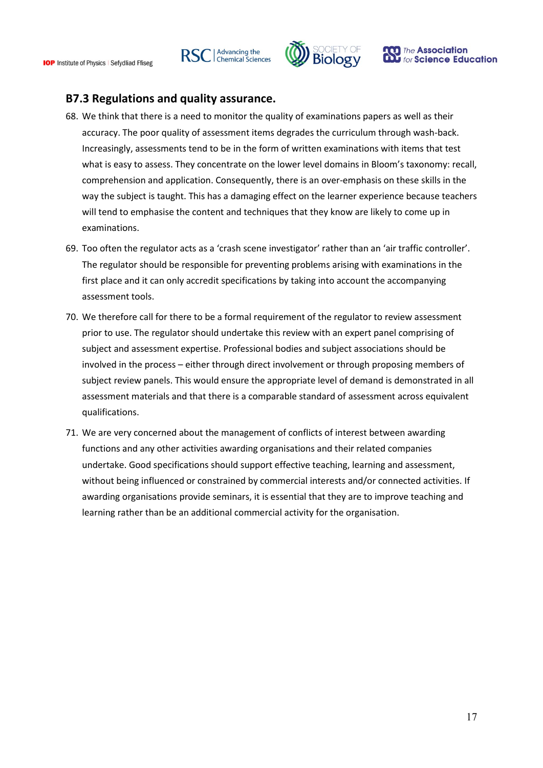## B7.3 Regulations and quality assurance.

68. We think that there is a need to monitor the quality of examinations papers as well as their accuracy. The poor quality of assessment items degrades the curriculum through wash-back. Increasingly, assessments tend to be in the form of written examinations with items that test what is easy to assess. They concentrate on the lower level domains in Bloom's taxonomy: recall, comprehension and application. Consequently, there is an over-emphasis on these skills in the way the subject is taught. This has a damaging effect on the learner experience because teachers will tend to emphasise the content and techniques that they know are likely to come up in examinations.
69. Too often the regulator acts as a 'crash scene investigator' rather than an 'air traffic controller'. The regulator should be responsible for preventing problems arising with examinations in the first place and it can only accredit specifications by taking into account the accompanying assessment tools.
70. We therefore call for there to be a formal requirement of the regulator to review assessment prior to use. The regulator should undertake this review with an expert panel comprising of subject and assessment expertise. Professional bodies and subject associations should be involved in the process – either through direct involvement or through proposing members of subject review panels. This would ensure the appropriate level of demand is demonstrated in all assessment materials and that there is a comparable standard of assessment across equivalent qualifications.
71. We are very concerned about the management of conflicts of interest between awarding functions and any other activities awarding organisations and their related companies undertake. Good specifications should support effective teaching, learning and assessment, without being influenced or constrained by commercial interests and/or connected activities. If awarding organisations provide seminars, it is essential that they are to improve teaching and learning rather than be an additional commercial activity for the organisation.